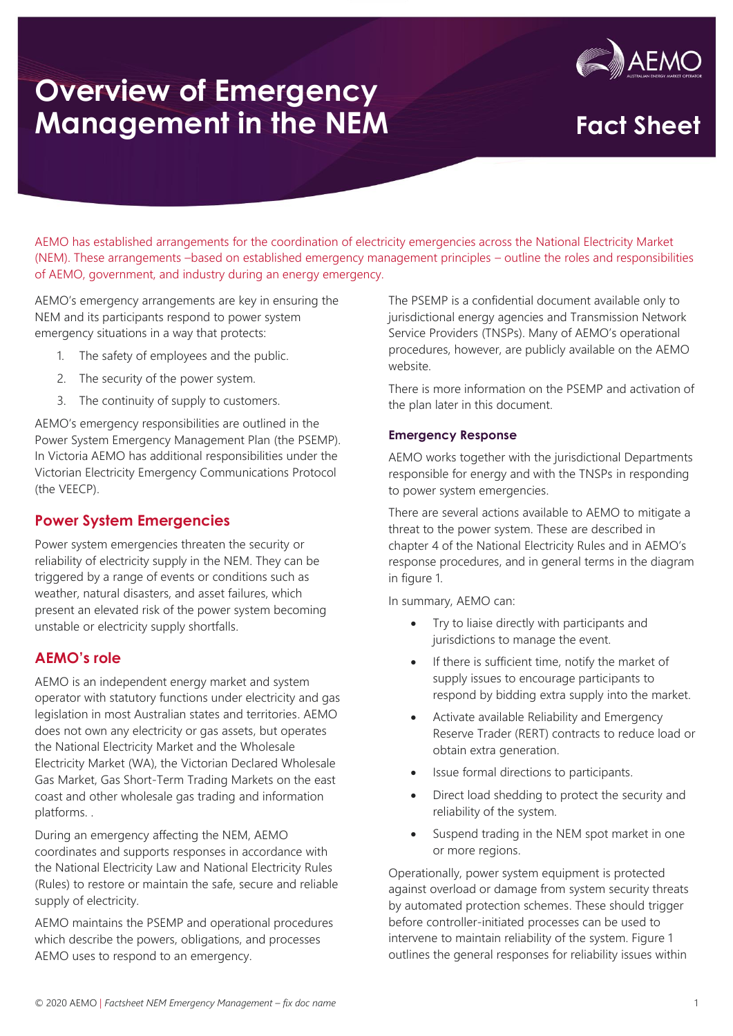# Overview of Emergency Management in the NEM

## Fact Sheet

AEMO has established arrangements for the coordination of electricity emergencies across the National Electricity Market (NEM). These arrangements –based on established emergency management principles – outline the roles and responsibilities of AEMO, government, and industry during an energy emergency.

AEMO's emergency arrangements are key in ensuring the NEM and its participants respond to power system emergency situations in a way that protects:

1. The safety of employees and the public.
2. The security of the power system.
3. The continuity of supply to customers.

AEMO's emergency responsibilities are outlined in the Power System Emergency Management Plan (the PSEMP). In Victoria AEMO has additional responsibilities under the Victorian Electricity Emergency Communications Protocol (the VEECP).

## Power System Emergencies

Power system emergencies threaten the security or reliability of electricity supply in the NEM. They can be triggered by a range of events or conditions such as weather, natural disasters, and asset failures, which present an elevated risk of the power system becoming unstable or electricity supply shortfalls.

## AEMO's role

AEMO is an independent energy market and system operator with statutory functions under electricity and gas legislation in most Australian states and territories. AEMO does not own any electricity or gas assets, but operates the National Electricity Market and the Wholesale Electricity Market (WA), the Victorian Declared Wholesale Gas Market, Gas Short-Term Trading Markets on the east coast and other wholesale gas trading and information platforms. .

During an emergency affecting the NEM, AEMO coordinates and supports responses in accordance with the National Electricity Law and National Electricity Rules (Rules) to restore or maintain the safe, secure and reliable supply of electricity.

AEMO maintains the PSEMP and operational procedures which describe the powers, obligations, and processes AEMO uses to respond to an emergency.

The PSEMP is a confidential document available only to jurisdictional energy agencies and Transmission Network Service Providers (TNSPs). Many of AEMO's operational procedures, however, are publicly available on the AEMO website.

There is more information on the PSEMP and activation of the plan later in this document.

### Emergency Response

AEMO works together with the jurisdictional Departments responsible for energy and with the TNSPs in responding to power system emergencies.

There are several actions available to AEMO to mitigate a threat to the power system. These are described in chapter 4 of the National Electricity Rules and in AEMO's response procedures, and in general terms in the diagram in figure 1.

In summary, AEMO can:

- Try to liaise directly with participants and jurisdictions to manage the event.
- If there is sufficient time, notify the market of supply issues to encourage participants to respond by bidding extra supply into the market.
- Activate available Reliability and Emergency Reserve Trader (RERT) contracts to reduce load or obtain extra generation.
- Issue formal directions to participants.
- Direct load shedding to protect the security and reliability of the system.
- Suspend trading in the NEM spot market in one or more regions.

Operationally, power system equipment is protected against overload or damage from system security threats by automated protection schemes. These should trigger before controller-initiated processes can be used to intervene to maintain reliability of the system. Figure 1 outlines the general responses for reliability issues within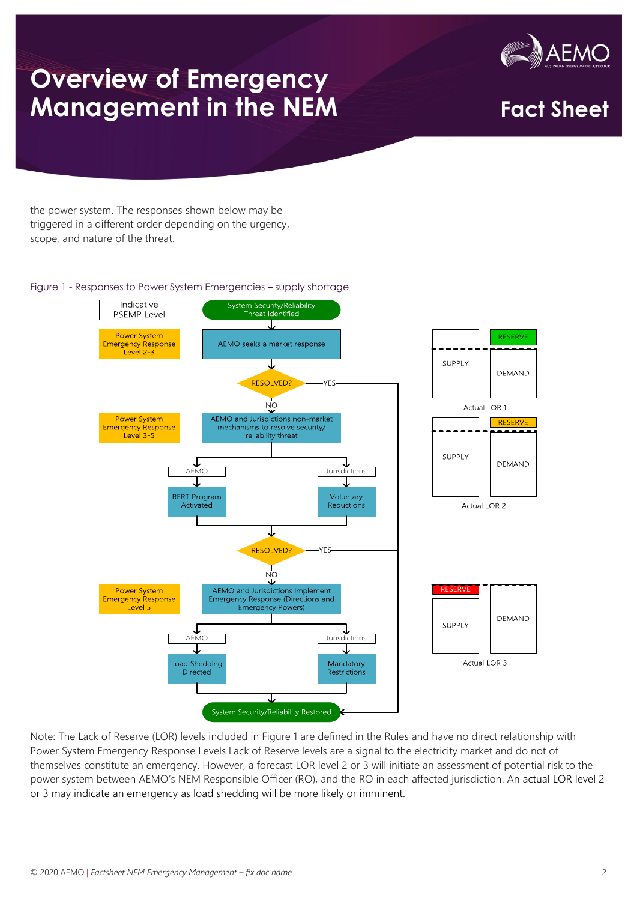the power system. The responses shown below may be triggered in a different order depending on the urgency, scope, and nature of the threat.

Figure 1 - Responses to Power System Emergencies – supply shortage

Note: The Lack of Reserve (LOR) levels included in Figure 1 are defined in the Rules and have no direct relationship with Power System Emergency Response Levels Lack of Reserve levels are a signal to the electricity market and do not of themselves constitute an emergency. However, a forecast LOR level 2 or 3 will initiate an assessment of potential risk to the power system between AEMO's NEM Responsible Officer (RO), and the RO in each affected jurisdiction. An actual LOR level 2 or 3 may indicate an emergency as load shedding will be more likely or imminent.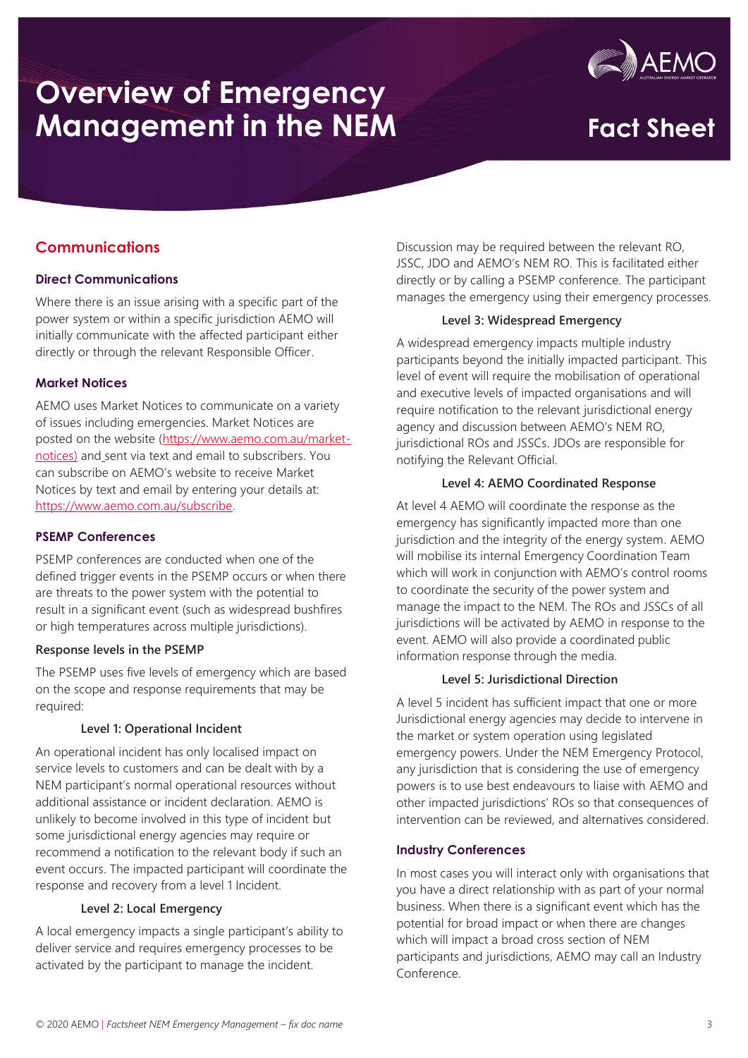# Overview of Emergency Management in the NEM

Fact Sheet

## Communications

### Direct Communications

Where there is an issue arising with a specific part of the power system or within a specific jurisdiction AEMO will initially communicate with the affected participant either directly or through the relevant Responsible Officer.

### Market Notices

AEMO uses Market Notices to communicate on a variety of issues including emergencies. Market Notices are posted on the website (https://www.aemo.com.au/market-notices) and sent via text and email to subscribers. You can subscribe on AEMO's website to receive Market Notices by text and email by entering your details at: https://www.aemo.com.au/subscribe.

### PSEMP Conferences

PSEMP conferences are conducted when one of the defined trigger events in the PSEMP occurs or when there are threats to the power system with the potential to result in a significant event (such as widespread bushfires or high temperatures across multiple jurisdictions).

#### Response levels in the PSEMP

The PSEMP uses five levels of emergency which are based on the scope and response requirements that may be required:

##### Level 1: Operational Incident

An operational incident has only localised impact on service levels to customers and can be dealt with by a NEM participant's normal operational resources without additional assistance or incident declaration. AEMO is unlikely to become involved in this type of incident but some jurisdictional energy agencies may require or recommend a notification to the relevant body if such an event occurs. The impacted participant will coordinate the response and recovery from a level 1 Incident.

##### Level 2: Local Emergency

A local emergency impacts a single participant's ability to deliver service and requires emergency processes to be activated by the participant to manage the incident.

Discussion may be required between the relevant RO, JSSC, JDO and AEMO's NEM RO. This is facilitated either directly or by calling a PSEMP conference. The participant manages the emergency using their emergency processes.

##### Level 3: Widespread Emergency

A widespread emergency impacts multiple industry participants beyond the initially impacted participant. This level of event will require the mobilisation of operational and executive levels of impacted organisations and will require notification to the relevant jurisdictional energy agency and discussion between AEMO's NEM RO, jurisdictional ROs and JSSCs. JDOs are responsible for notifying the Relevant Official.

##### Level 4: AEMO Coordinated Response

At level 4 AEMO will coordinate the response as the emergency has significantly impacted more than one jurisdiction and the integrity of the energy system. AEMO will mobilise its internal Emergency Coordination Team which will work in conjunction with AEMO's control rooms to coordinate the security of the power system and manage the impact to the NEM. The ROs and JSSCs of all jurisdictions will be activated by AEMO in response to the event. AEMO will also provide a coordinated public information response through the media.

##### Level 5: Jurisdictional Direction

A level 5 incident has sufficient impact that one or more Jurisdictional energy agencies may decide to intervene in the market or system operation using legislated emergency powers. Under the NEM Emergency Protocol, any jurisdiction that is considering the use of emergency powers is to use best endeavours to liaise with AEMO and other impacted jurisdictions' ROs so that consequences of intervention can be reviewed, and alternatives considered.

### Industry Conferences

In most cases you will interact only with organisations that you have a direct relationship with as part of your normal business. When there is a significant event which has the potential for broad impact or when there are changes which will impact a broad cross section of NEM participants and jurisdictions, AEMO may call an Industry Conference.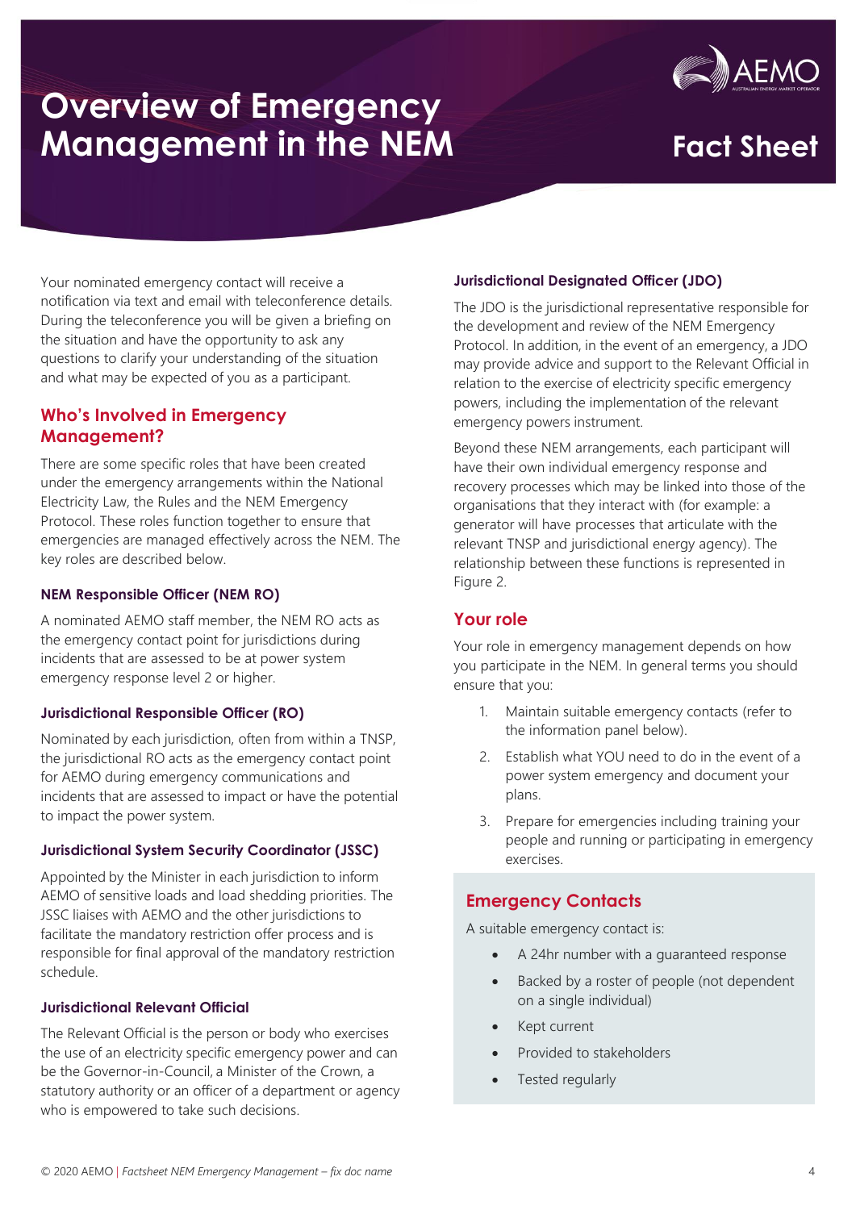# Overview of Emergency Management in the NEM

## Fact Sheet

Your nominated emergency contact will receive a notification via text and email with teleconference details. During the teleconference you will be given a briefing on the situation and have the opportunity to ask any questions to clarify your understanding of the situation and what may be expected of you as a participant.

## Who's Involved in Emergency Management?

There are some specific roles that have been created under the emergency arrangements within the National Electricity Law, the Rules and the NEM Emergency Protocol. These roles function together to ensure that emergencies are managed effectively across the NEM. The key roles are described below.

### NEM Responsible Officer (NEM RO)

A nominated AEMO staff member, the NEM RO acts as the emergency contact point for jurisdictions during incidents that are assessed to be at power system emergency response level 2 or higher.

### Jurisdictional Responsible Officer (RO)

Nominated by each jurisdiction, often from within a TNSP, the jurisdictional RO acts as the emergency contact point for AEMO during emergency communications and incidents that are assessed to impact or have the potential to impact the power system.

### Jurisdictional System Security Coordinator (JSSC)

Appointed by the Minister in each jurisdiction to inform AEMO of sensitive loads and load shedding priorities. The JSSC liaises with AEMO and the other jurisdictions to facilitate the mandatory restriction offer process and is responsible for final approval of the mandatory restriction schedule.

### Jurisdictional Relevant Official

The Relevant Official is the person or body who exercises the use of an electricity specific emergency power and can be the Governor-in-Council, a Minister of the Crown, a statutory authority or an officer of a department or agency who is empowered to take such decisions.

### Jurisdictional Designated Officer (JDO)

The JDO is the jurisdictional representative responsible for the development and review of the NEM Emergency Protocol. In addition, in the event of an emergency, a JDO may provide advice and support to the Relevant Official in relation to the exercise of electricity specific emergency powers, including the implementation of the relevant emergency powers instrument.

Beyond these NEM arrangements, each participant will have their own individual emergency response and recovery processes which may be linked into those of the organisations that they interact with (for example: a generator will have processes that articulate with the relevant TNSP and jurisdictional energy agency). The relationship between these functions is represented in Figure 2.

## Your role

Your role in emergency management depends on how you participate in the NEM. In general terms you should ensure that you:

1. Maintain suitable emergency contacts (refer to the information panel below).
2. Establish what YOU need to do in the event of a power system emergency and document your plans.
3. Prepare for emergencies including training your people and running or participating in emergency exercises.

## Emergency Contacts

A suitable emergency contact is:

- A 24hr number with a guaranteed response
- Backed by a roster of people (not dependent on a single individual)
- Kept current
- Provided to stakeholders
- Tested regularly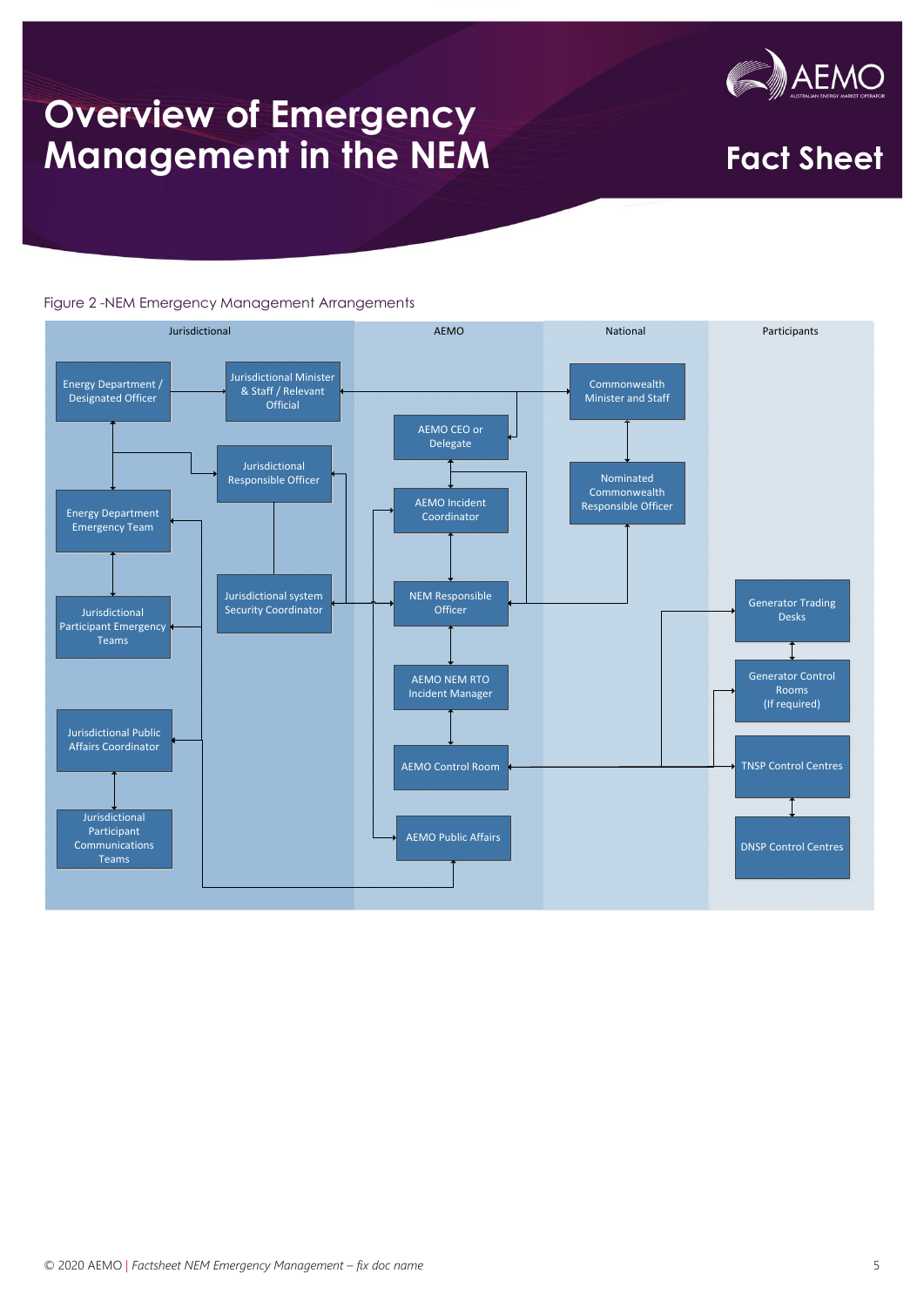# Overview of Emergency Management in the NEM

Fact Sheet

Figure 2 -NEM Emergency Management Arrangements

Jurisdictional

AEMO

National

Participants

Energy Department / Designated Officer

Jurisdictional Minister & Staff / Relevant Official

Commonwealth Minister and Staff

AEMO CEO or Delegate

Jurisdictional Responsible Officer

Nominated Commonwealth Responsible Officer

Energy Department Emergency Team

AEMO Incident Coordinator

Jurisdictional Participant Emergency Teams

Jurisdictional system Security Coordinator

NEM Responsible Officer

Generator Trading Desks

AEMO NEM RTO Incident Manager

Generator Control Rooms (If required)

Jurisdictional Public Affairs Coordinator

AEMO Control Room

TNSP Control Centres

Jurisdictional Participant Communications Teams

AEMO Public Affairs

DNSP Control Centres